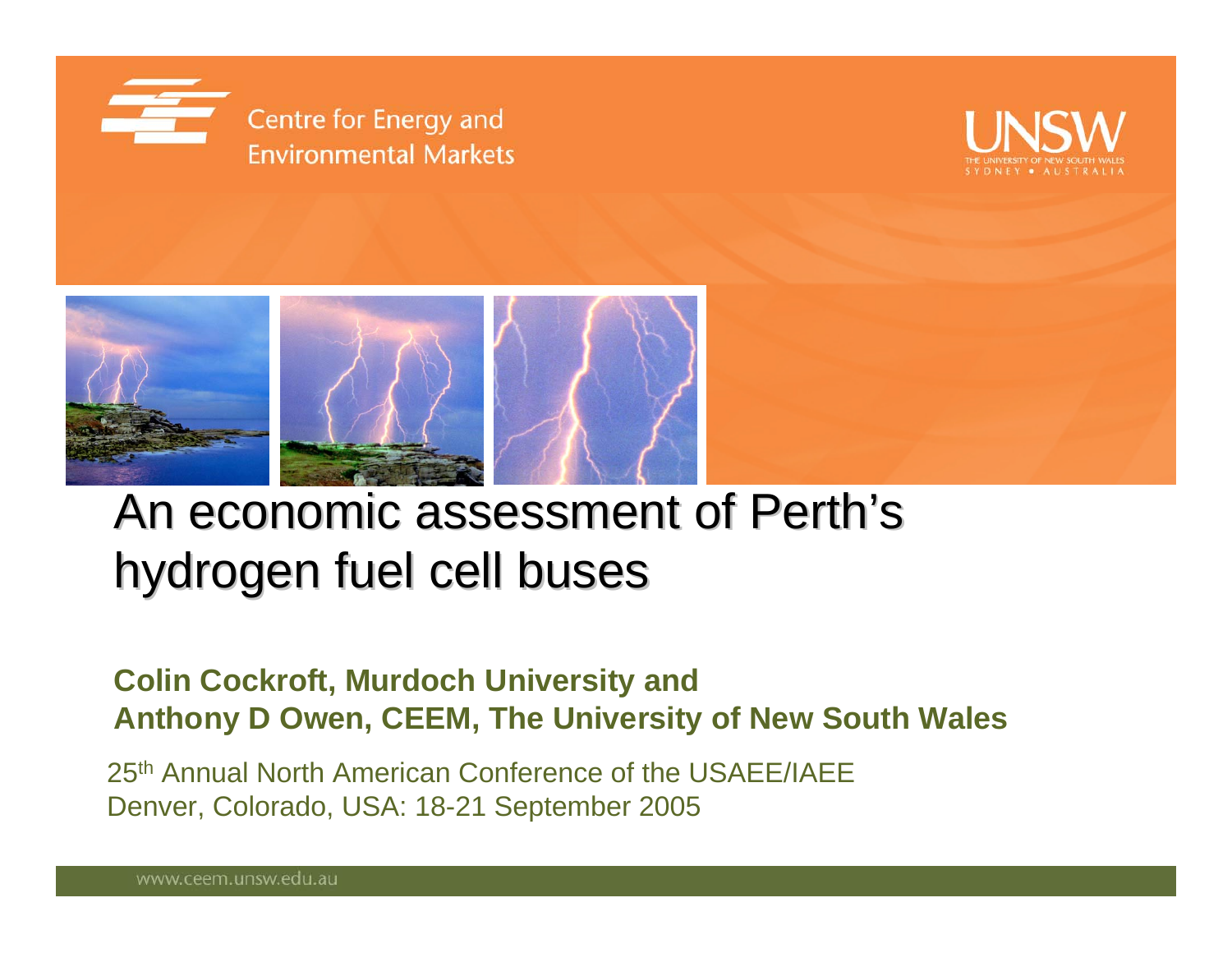Centre for Energy and Environmental Markets

UNSW
THE UNIVERSITY OF NEW SOUTH WALES
SYDNEY • AUSTRALIA

# An economic assessment of Perth's hydrogen fuel cell buses

**Colin Cockroft, Murdoch University and**
**Anthony D Owen, CEEM, The University of New South Wales**

25th Annual North American Conference of the USAEE/IAEE
Denver, Colorado, USA: 18-21 September 2005

www.ceem.unsw.edu.au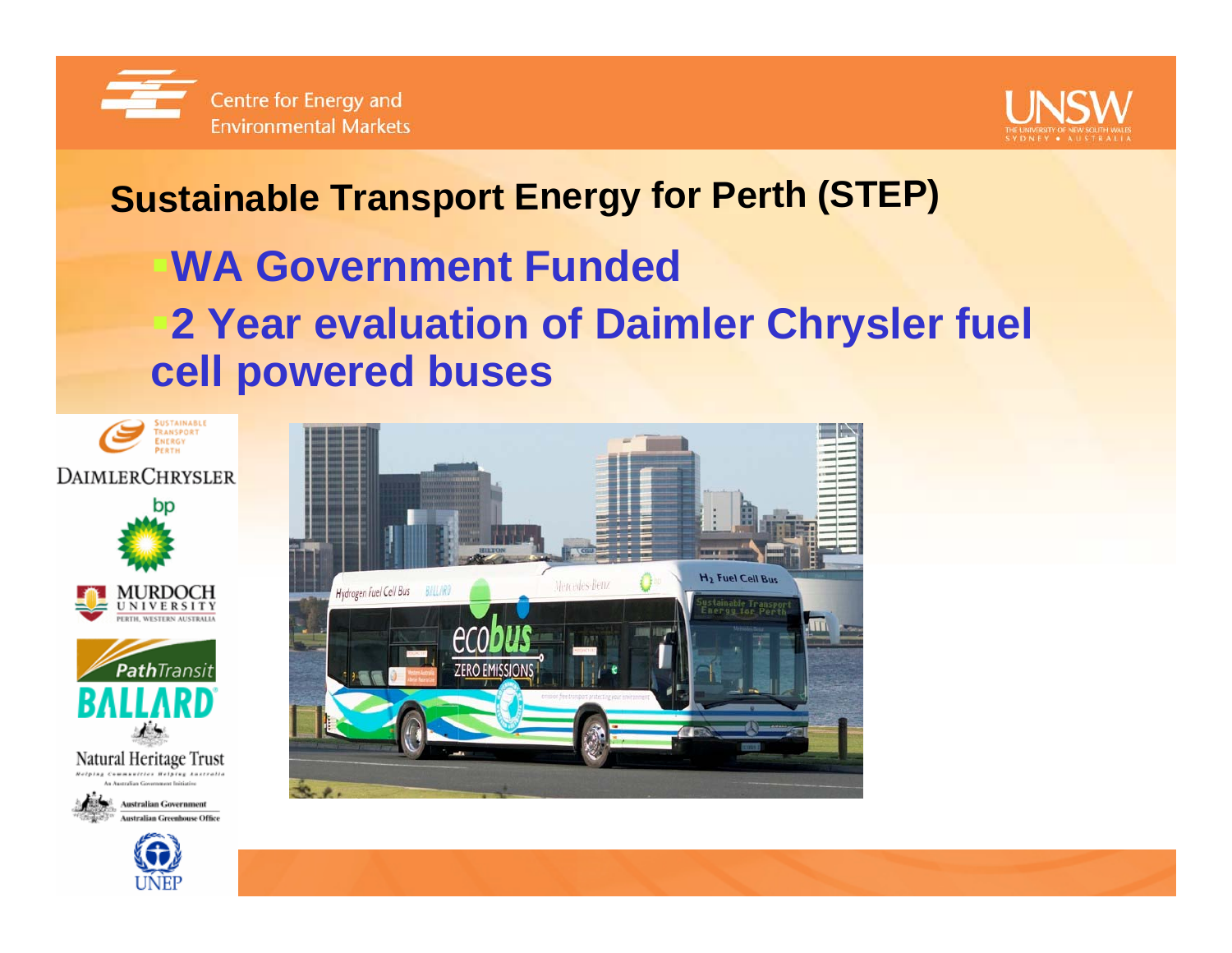## Sustainable Transport Energy for Perth (STEP)

- **WA Government Funded**
- **2 Year evaluation of Daimler Chrysler fuel cell powered buses**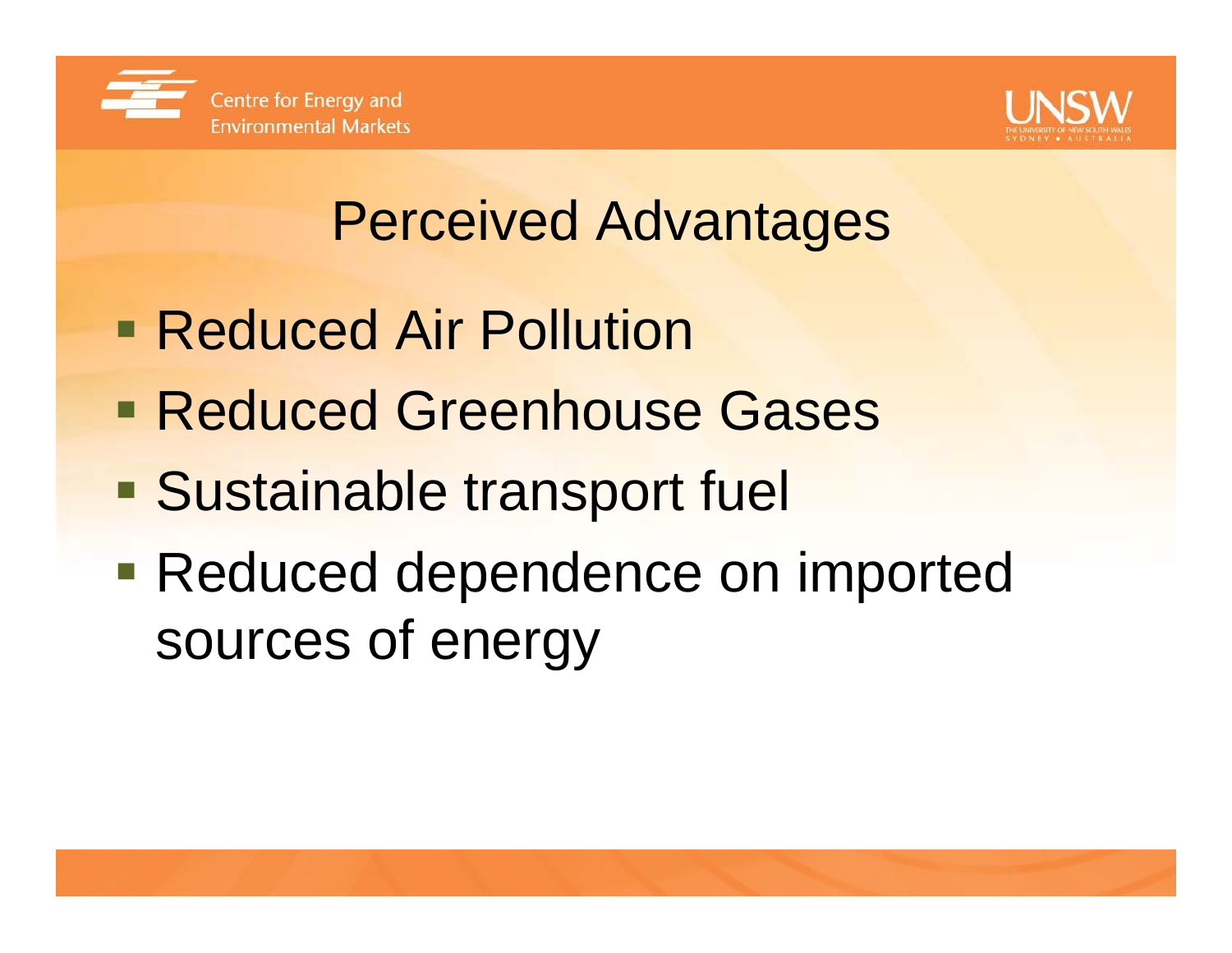# Perceived Advantages

- Reduced Air Pollution
- Reduced Greenhouse Gases
- Sustainable transport fuel
- Reduced dependence on imported sources of energy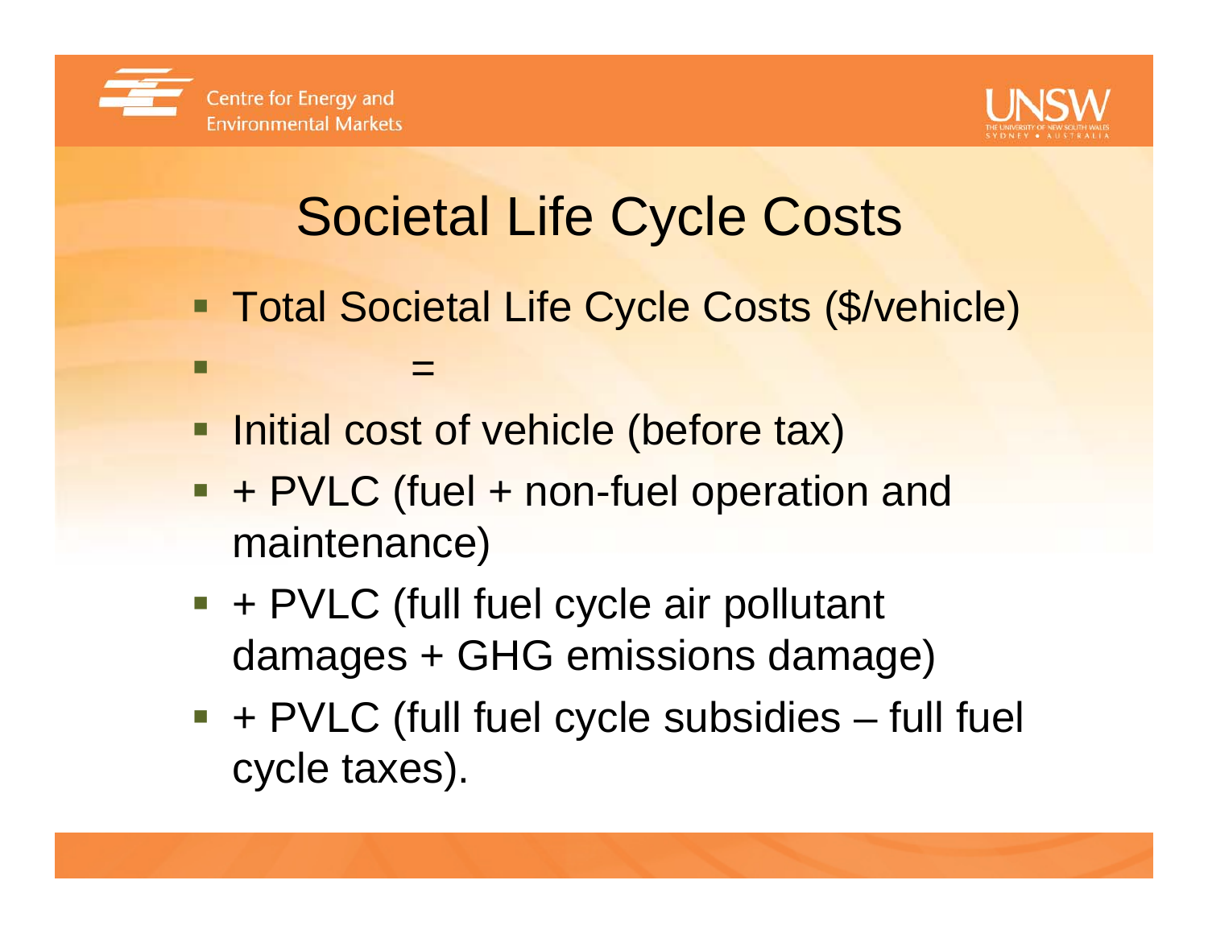# Societal Life Cycle Costs

- Total Societal Life Cycle Costs ($/vehicle)
- =
- Initial cost of vehicle (before tax)
- + PVLC (fuel + non-fuel operation and maintenance)
- + PVLC (full fuel cycle air pollutant damages + GHG emissions damage)
- + PVLC (full fuel cycle subsidies – full fuel cycle taxes).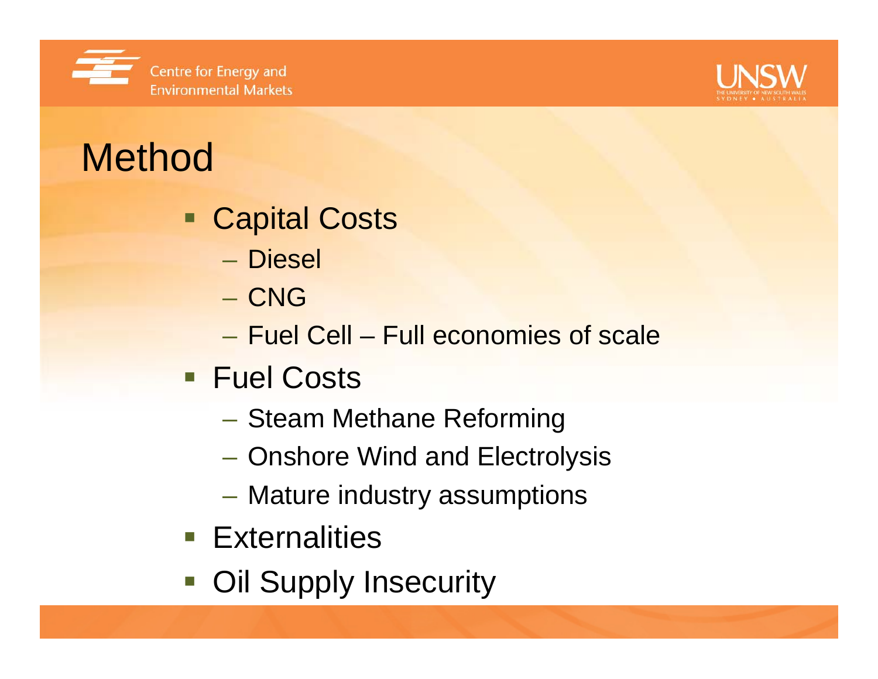# Method

- Capital Costs
  - Diesel
  - CNG
  - Fuel Cell – Full economies of scale
- Fuel Costs
  - Steam Methane Reforming
  - Onshore Wind and Electrolysis
  - Mature industry assumptions
- Externalities
- Oil Supply Insecurity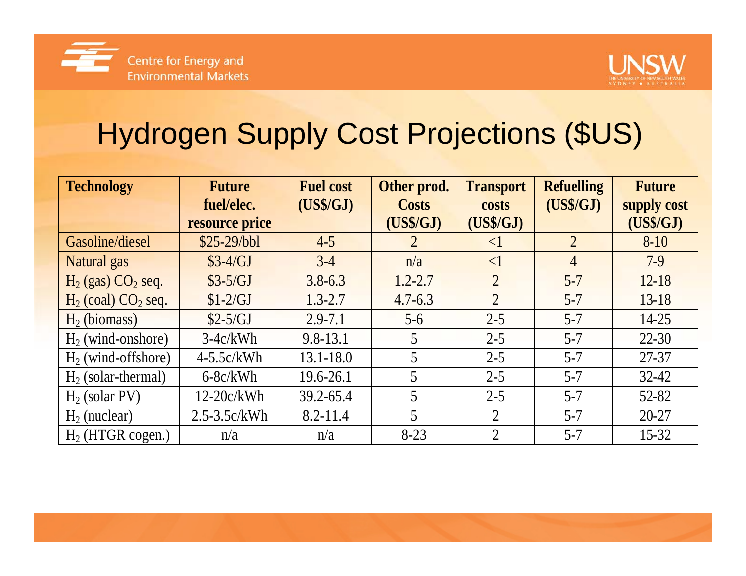# Hydrogen Supply Cost Projections ($US)

| Technology | Future fuel/elec. resource price | Fuel cost (US$/GJ) | Other prod. Costs (US$/GJ) | Transport costs (US$/GJ) | Refuelling (US$/GJ) | Future supply cost (US$/GJ) |
|---|---|---|---|---|---|---|
| Gasoline/diesel | $25-29/bbl | 4-5 | 2 | <1 | 2 | 8-10 |
| Natural gas | $3-4/GJ | 3-4 | n/a | <1 | 4 | 7-9 |
| $H_2$ (gas) $CO_2$ seq. | $3-5/GJ | 3.8-6.3 | 1.2-2.7 | 2 | 5-7 | 12-18 |
| $H_2$ (coal) $CO_2$ seq. | $1-2/GJ | 1.3-2.7 | 4.7-6.3 | 2 | 5-7 | 13-18 |
| $H_2$ (biomass) | $2-5/GJ | 2.9-7.1 | 5-6 | 2-5 | 5-7 | 14-25 |
| $H_2$ (wind-onshore) | 3-4c/kWh | 9.8-13.1 | 5 | 2-5 | 5-7 | 22-30 |
| $H_2$ (wind-offshore) | 4-5.5c/kWh | 13.1-18.0 | 5 | 2-5 | 5-7 | 27-37 |
| $H_2$ (solar-thermal) | 6-8c/kWh | 19.6-26.1 | 5 | 2-5 | 5-7 | 32-42 |
| $H_2$ (solar PV) | 12-20c/kWh | 39.2-65.4 | 5 | 2-5 | 5-7 | 52-82 |
| $H_2$ (nuclear) | 2.5-3.5c/kWh | 8.2-11.4 | 5 | 2 | 5-7 | 20-27 |
| $H_2$ (HTGR cogen.) | n/a | n/a | 8-23 | 2 | 5-7 | 15-32 |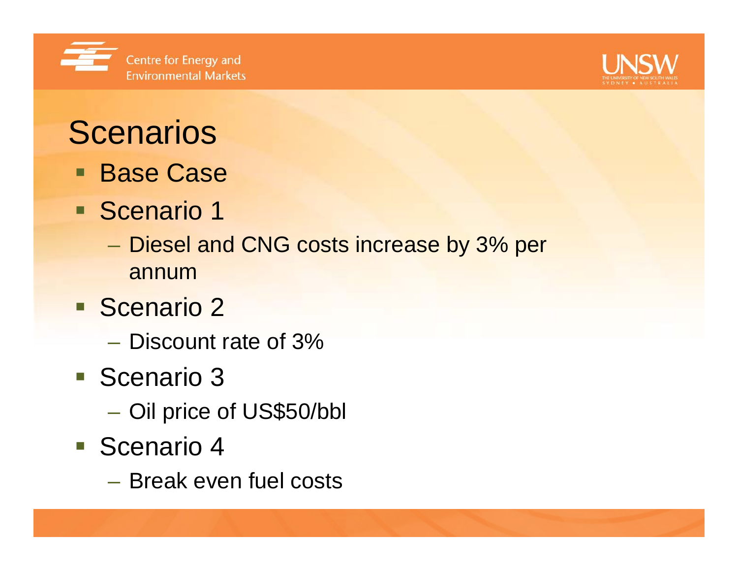# Scenarios

- Base Case
- Scenario 1
  - Diesel and CNG costs increase by 3% per annum
- Scenario 2
  - Discount rate of 3%
- Scenario 3
  - Oil price of US$50/bbl
- Scenario 4
  - Break even fuel costs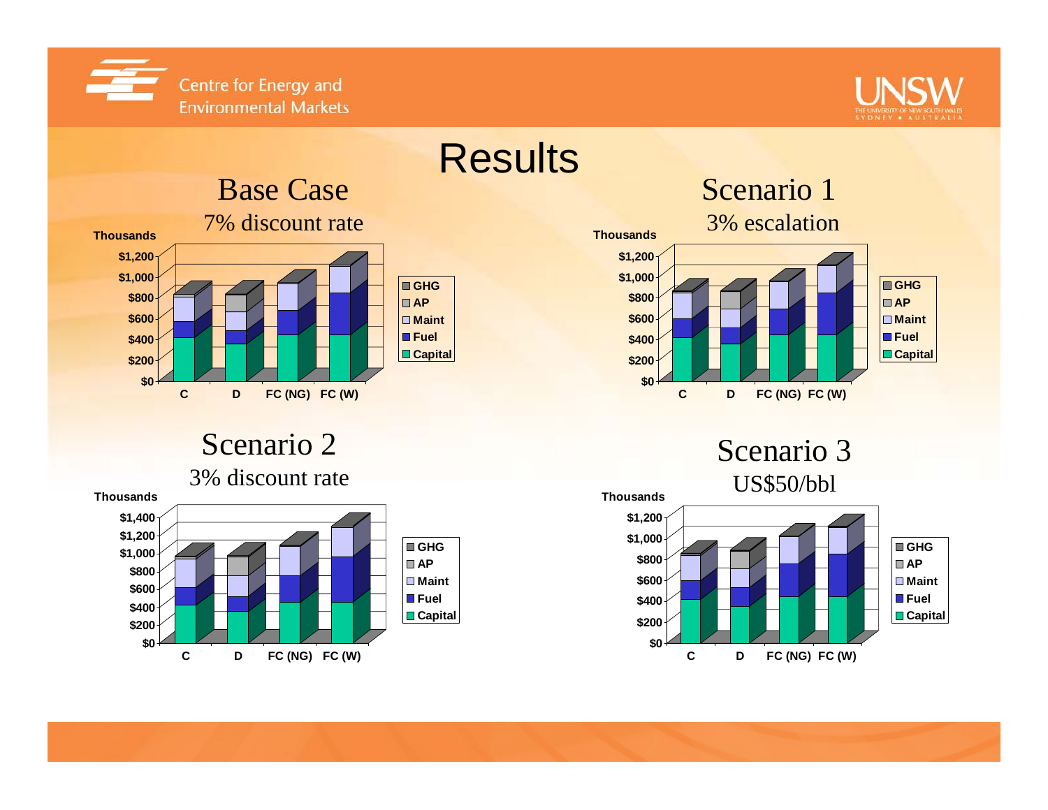# Results

## Base Case

7% discount rate

Thousands

$1,200
$1,000
$800
$600
$400
$200
$0

C | D | FC (NG) | FC (W)

- GHG
- AP
- Maint
- Fuel
- Capital

## Scenario 1

3% escalation

Thousands

$1,200
$1,000
$800
$600
$400
$200
$0

C | D | FC (NG) | FC (W)

- GHG
- AP
- Maint
- Fuel
- Capital

## Scenario 2

3% discount rate

Thousands

$1,400
$1,200
$1,000
$800
$600
$400
$200
$0

C | D | FC (NG) | FC (W)

- GHG
- AP
- Maint
- Fuel
- Capital

## Scenario 3

US$50/bbl

Thousands

$1,200
$1,000
$800
$600
$400
$200
$0

C | D | FC (NG) | FC (W)

- GHG
- AP
- Maint
- Fuel
- Capital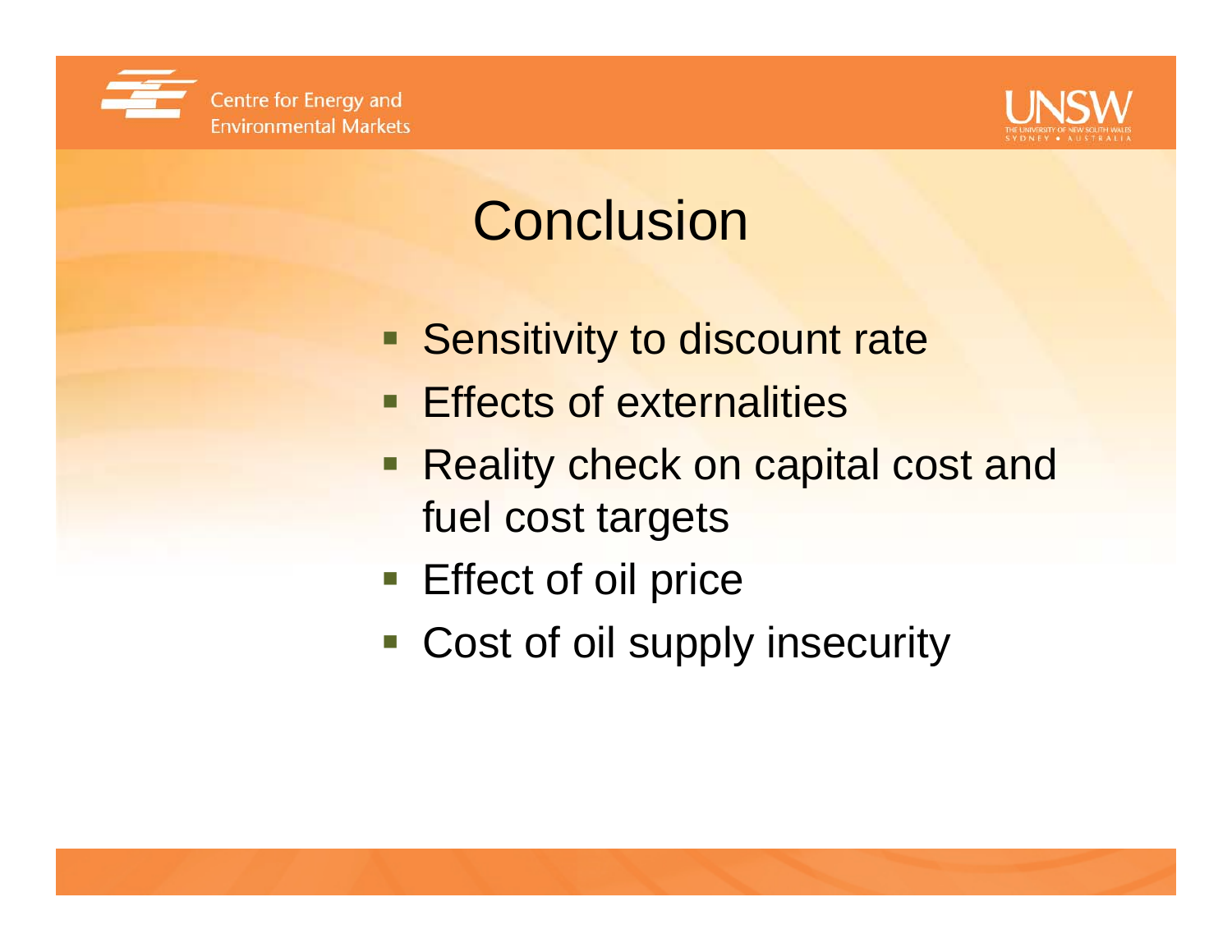# Conclusion

- Sensitivity to discount rate
- Effects of externalities
- Reality check on capital cost and fuel cost targets
- Effect of oil price
- Cost of oil supply insecurity